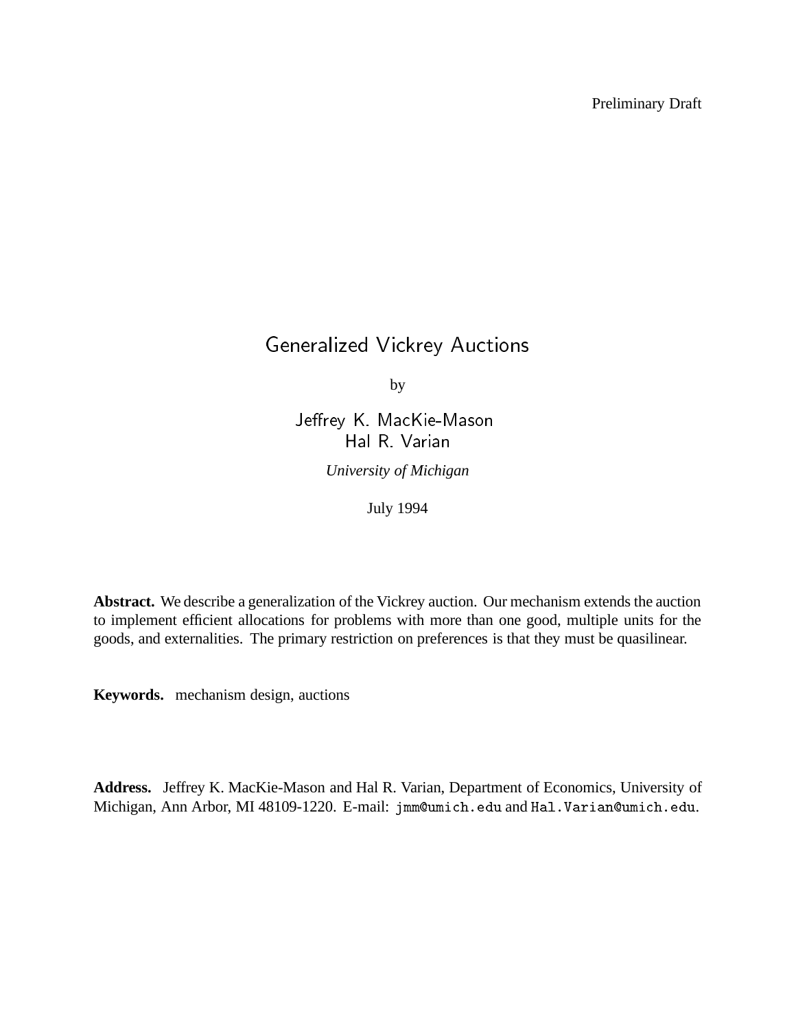Preliminary Draft

# Generalized Vickrey Auctions

by

Jeffrey K. MacKie-Mason
Hal R. Varian

*University of Michigan*

July 1994

**Abstract.** We describe a generalization of the Vickrey auction. Our mechanism extends the auction to implement efficient allocations for problems with more than one good, multiple units for the goods, and externalities. The primary restriction on preferences is that they must be quasilinear.

**Keywords.** mechanism design, auctions

**Address.** Jeffrey K. MacKie-Mason and Hal R. Varian, Department of Economics, University of Michigan, Ann Arbor, MI 48109-1220. E-mail: jmm@umich.edu and Hal.Varian@umich.edu.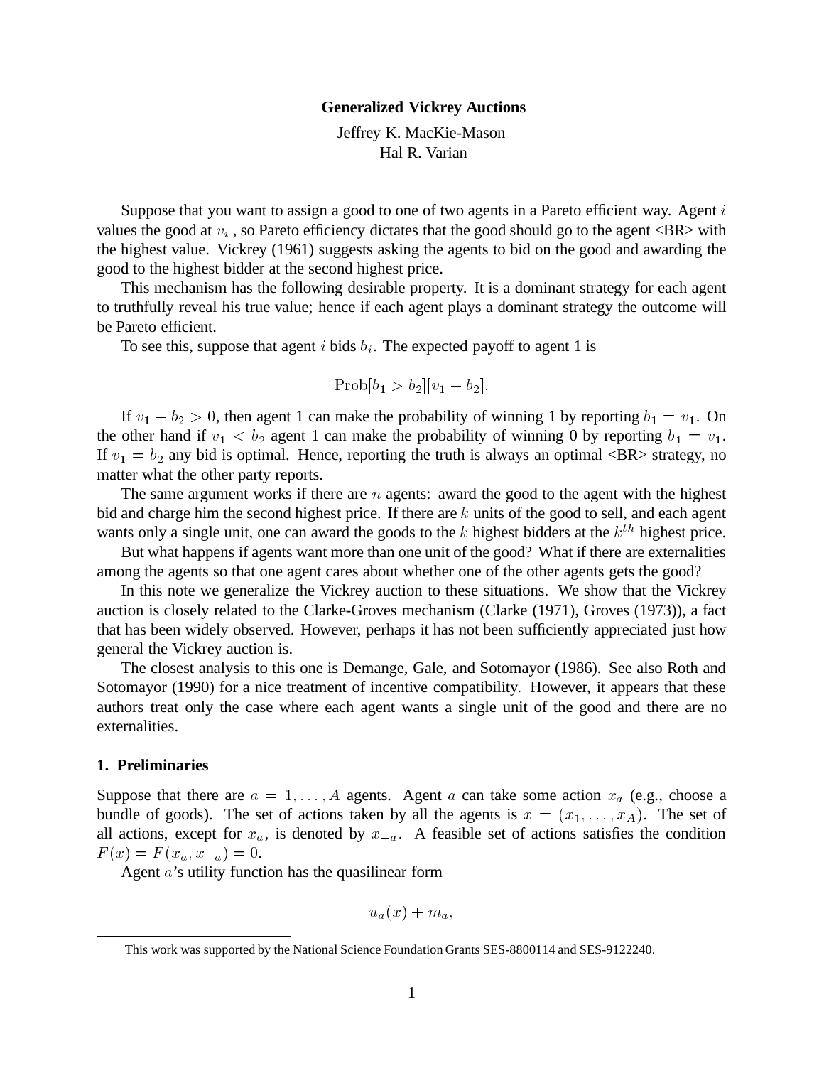**Generalized Vickrey Auctions**

Jeffrey K. MacKie-Mason
Hal R. Varian

Suppose that you want to assign a good to one of two agents in a Pareto efficient way. Agent $i$ values the good at $v_i$ , so Pareto efficiency dictates that the good should go to the agent <BR> with the highest value. Vickrey (1961) suggests asking the agents to bid on the good and awarding the good to the highest bidder at the second highest price.

This mechanism has the following desirable property. It is a dominant strategy for each agent to truthfully reveal his true value; hence if each agent plays a dominant strategy the outcome will be Pareto efficient.

To see this, suppose that agent $i$ bids $b_i$. The expected payoff to agent 1 is

$$\text{Prob}[b_1 > b_2][v_1 - b_2].$$

If $v_1 - b_2 > 0$, then agent 1 can make the probability of winning 1 by reporting $b_1 = v_1$. On the other hand if $v_1 < b_2$ agent 1 can make the probability of winning 0 by reporting $b_1 = v_1$. If $v_1 = b_2$ any bid is optimal. Hence, reporting the truth is always an optimal <BR> strategy, no matter what the other party reports.

The same argument works if there are $n$ agents: award the good to the agent with the highest bid and charge him the second highest price. If there are $k$ units of the good to sell, and each agent wants only a single unit, one can award the goods to the $k$ highest bidders at the $k^{th}$ highest price.

But what happens if agents want more than one unit of the good? What if there are externalities among the agents so that one agent cares about whether one of the other agents gets the good?

In this note we generalize the Vickrey auction to these situations. We show that the Vickrey auction is closely related to the Clarke-Groves mechanism (Clarke (1971), Groves (1973)), a fact that has been widely observed. However, perhaps it has not been sufficiently appreciated just how general the Vickrey auction is.

The closest analysis to this one is Demange, Gale, and Sotomayor (1986). See also Roth and Sotomayor (1990) for a nice treatment of incentive compatibility. However, it appears that these authors treat only the case where each agent wants a single unit of the good and there are no externalities.

## 1. Preliminaries

Suppose that there are $a = 1, \ldots, A$ agents. Agent $a$ can take some action $x_a$ (e.g., choose a bundle of goods). The set of actions taken by all the agents is $x = (x_1, \ldots, x_A)$. The set of all actions, except for $x_a$, is denoted by $x_{-a}$. A feasible set of actions satisfies the condition $F(x) = F(x_a, x_{-a}) = 0$.

Agent $a$'s utility function has the quasilinear form

$$u_a(x) + m_a,$$

This work was supported by the National Science Foundation Grants SES-8800114 and SES-9122240.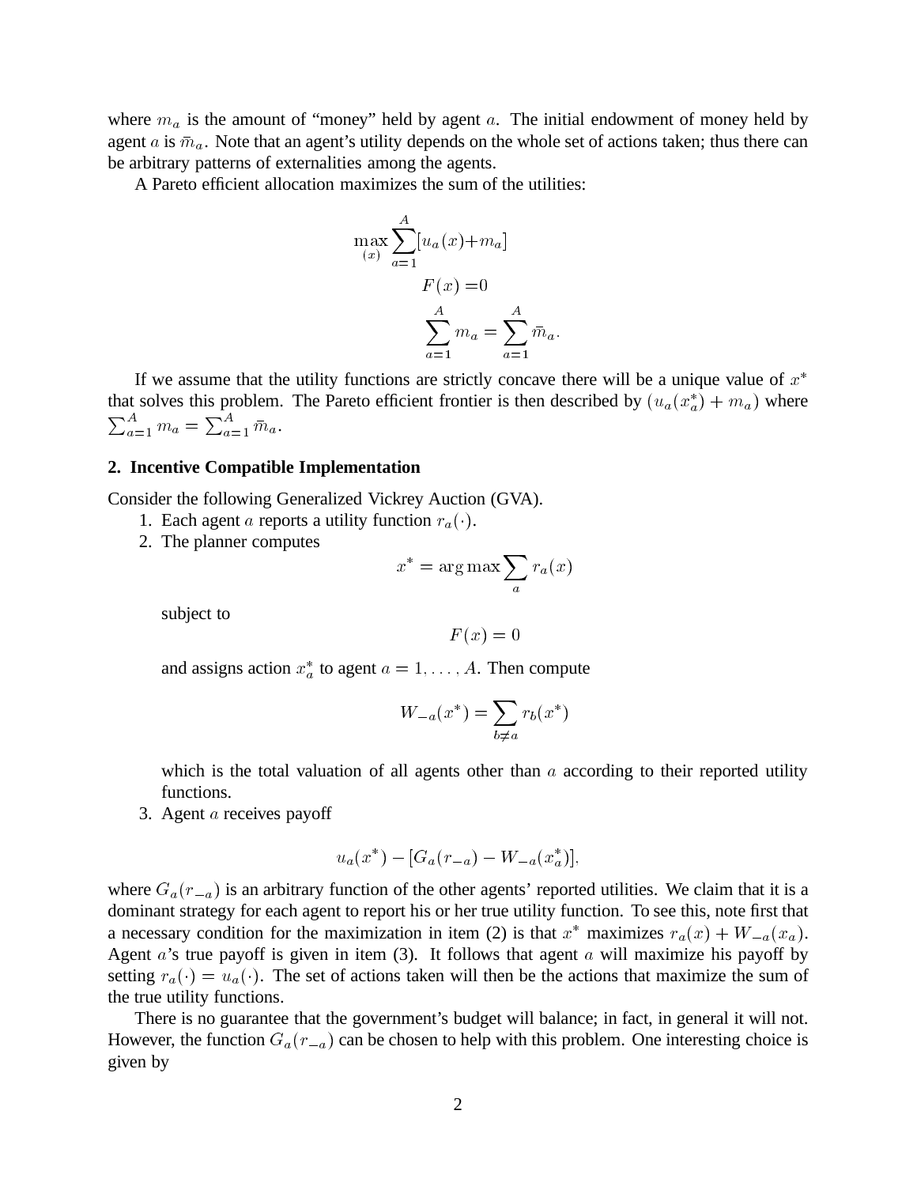where $m_a$ is the amount of "money" held by agent $a$. The initial endowment of money held by agent $a$ is $\bar{m}_a$. Note that an agent's utility depends on the whole set of actions taken; thus there can be arbitrary patterns of externalities among the agents.

A Pareto efficient allocation maximizes the sum of the utilities:

$$\max_{(x)} \sum_{a=1}^{A} [u_a(x) + m_a]$$
$$F(x) = 0$$
$$\sum_{a=1}^{A} m_a = \sum_{a=1}^{A} \bar{m}_a.$$

If we assume that the utility functions are strictly concave there will be a unique value of $x^*$ that solves this problem. The Pareto efficient frontier is then described by $(u_a(x_a^*) + m_a)$ where $\sum_{a=1}^{A} m_a = \sum_{a=1}^{A} \bar{m}_a$.

## 2. Incentive Compatible Implementation

Consider the following Generalized Vickrey Auction (GVA).

1. Each agent $a$ reports a utility function $r_a(\cdot)$.
2. The planner computes

   $$x^* = \arg\max \sum_{a} r_a(x)$$

   subject to

   $$F(x) = 0$$

   and assigns action $x_a^*$ to agent $a = 1, \ldots, A$. Then compute

   $$W_{-a}(x^*) = \sum_{b \neq a} r_b(x^*)$$

   which is the total valuation of all agents other than $a$ according to their reported utility functions.
3. Agent $a$ receives payoff

   $$u_a(x^*) - [G_a(r_{-a}) - W_{-a}(x_a^*)],$$

where $G_a(r_{-a})$ is an arbitrary function of the other agents' reported utilities. We claim that it is a dominant strategy for each agent to report his or her true utility function. To see this, note first that a necessary condition for the maximization in item (2) is that $x^*$ maximizes $r_a(x) + W_{-a}(x_a)$. Agent $a$'s true payoff is given in item (3). It follows that agent $a$ will maximize his payoff by setting $r_a(\cdot) = u_a(\cdot)$. The set of actions taken will then be the actions that maximize the sum of the true utility functions.

There is no guarantee that the government's budget will balance; in fact, in general it will not. However, the function $G_a(r_{-a})$ can be chosen to help with this problem. One interesting choice is given by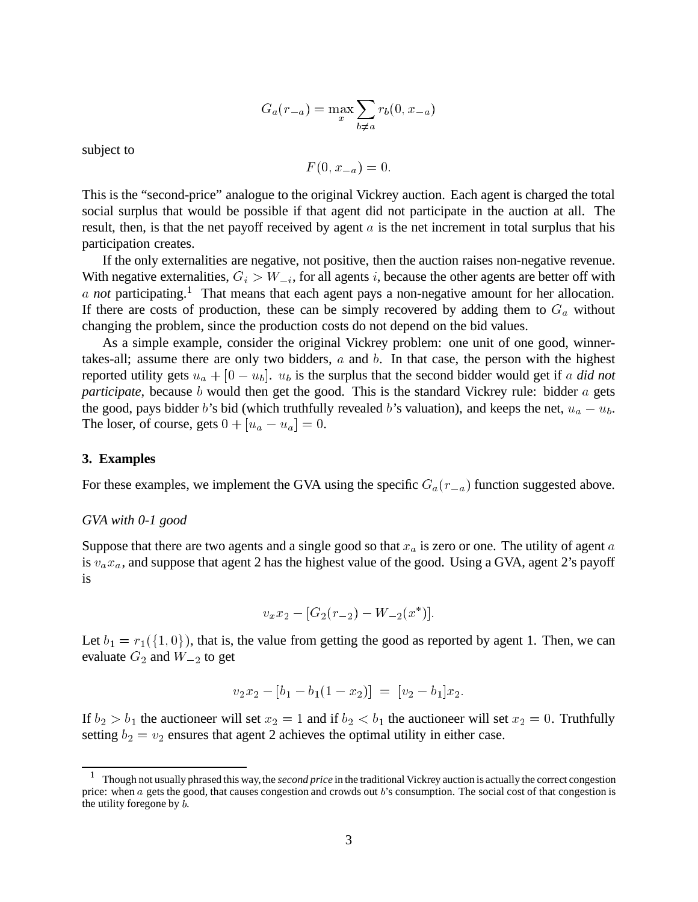$$G_a(r_{-a}) = \max_x \sum_{b \neq a} r_b(0, x_{-a})$$

subject to

$$F(0, x_{-a}) = 0.$$

This is the "second-price" analogue to the original Vickrey auction. Each agent is charged the total social surplus that would be possible if that agent did not participate in the auction at all. The result, then, is that the net payoff received by agent $a$ is the net increment in total surplus that his participation creates.

If the only externalities are negative, not positive, then the auction raises non-negative revenue. With negative externalities, $G_i > W_{-i}$, for all agents $i$, because the other agents are better off with $a$ *not* participating.[1] That means that each agent pays a non-negative amount for her allocation. If there are costs of production, these can be simply recovered by adding them to $G_a$ without changing the problem, since the production costs do not depend on the bid values.

As a simple example, consider the original Vickrey problem: one unit of one good, winner-takes-all; assume there are only two bidders, $a$ and $b$. In that case, the person with the highest reported utility gets $u_a + [0 - u_b]$. $u_b$ is the surplus that the second bidder would get if $a$ *did not participate*, because $b$ would then get the good. This is the standard Vickrey rule: bidder $a$ gets the good, pays bidder $b$'s bid (which truthfully revealed $b$'s valuation), and keeps the net, $u_a - u_b$. The loser, of course, gets $0 + [u_a - u_a] = 0$.

## 3. Examples

For these examples, we implement the GVA using the specific $G_a(r_{-a})$ function suggested above.

*GVA with 0-1 good*

Suppose that there are two agents and a single good so that $x_a$ is zero or one. The utility of agent $a$ is $v_a x_a$, and suppose that agent 2 has the highest value of the good. Using a GVA, agent 2's payoff is

$$v_x x_2 - [G_2(r_{-2}) - W_{-2}(x^*)].$$

Let $b_1 = r_1(\{1, 0\})$, that is, the value from getting the good as reported by agent 1. Then, we can evaluate $G_2$ and $W_{-2}$ to get

$$v_2 x_2 - [b_1 - b_1(1 - x_2)] \;=\; [v_2 - b_1]x_2.$$

If $b_2 > b_1$ the auctioneer will set $x_2 = 1$ and if $b_2 < b_1$ the auctioneer will set $x_2 = 0$. Truthfully setting $b_2 = v_2$ ensures that agent 2 achieves the optimal utility in either case.

---

[1] Though not usually phrased this way, the *second price* in the traditional Vickrey auction is actually the correct congestion price: when $a$ gets the good, that causes congestion and crowds out $b$'s consumption. The social cost of that congestion is the utility foregone by $b$.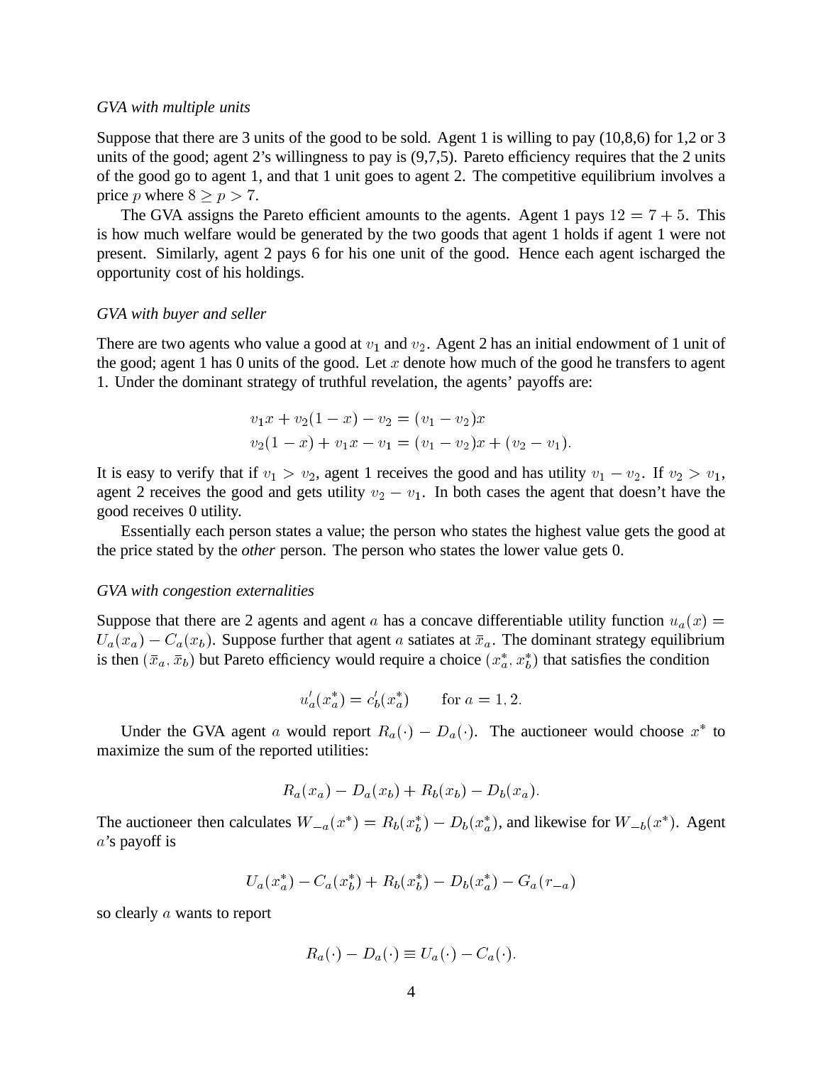*GVA with multiple units*

Suppose that there are 3 units of the good to be sold. Agent 1 is willing to pay (10,8,6) for 1,2 or 3 units of the good; agent 2's willingness to pay is (9,7,5). Pareto efficiency requires that the 2 units of the good go to agent 1, and that 1 unit goes to agent 2. The competitive equilibrium involves a price $p$ where $8 \geq p > 7$.

The GVA assigns the Pareto efficient amounts to the agents. Agent 1 pays $12 = 7 + 5$. This is how much welfare would be generated by the two goods that agent 1 holds if agent 1 were not present. Similarly, agent 2 pays 6 for his one unit of the good. Hence each agent ischarged the opportunity cost of his holdings.

*GVA with buyer and seller*

There are two agents who value a good at $v_1$ and $v_2$. Agent 2 has an initial endowment of 1 unit of the good; agent 1 has 0 units of the good. Let $x$ denote how much of the good he transfers to agent 1. Under the dominant strategy of truthful revelation, the agents' payoffs are:

$$
\begin{aligned}
v_1 x + v_2(1-x) - v_2 &= (v_1 - v_2)x \\
v_2(1-x) + v_1 x - v_1 &= (v_1 - v_2)x + (v_2 - v_1).
\end{aligned}
$$

It is easy to verify that if $v_1 > v_2$, agent 1 receives the good and has utility $v_1 - v_2$. If $v_2 > v_1$, agent 2 receives the good and gets utility $v_2 - v_1$. In both cases the agent that doesn't have the good receives 0 utility.

Essentially each person states a value; the person who states the highest value gets the good at the price stated by the *other* person. The person who states the lower value gets 0.

*GVA with congestion externalities*

Suppose that there are 2 agents and agent $a$ has a concave differentiable utility function $u_a(x) = U_a(x_a) - C_a(x_b)$. Suppose further that agent $a$ satiates at $\bar{x}_a$. The dominant strategy equilibrium is then $(\bar{x}_a, \bar{x}_b)$ but Pareto efficiency would require a choice $(x_a^*, x_b^*)$ that satisfies the condition

$$
u_a'(x_a^*) = c_b'(x_a^*) \qquad \text{for } a = 1, 2.
$$

Under the GVA agent $a$ would report $R_a(\cdot) - D_a(\cdot)$. The auctioneer would choose $x^*$ to maximize the sum of the reported utilities:

$$
R_a(x_a) - D_a(x_b) + R_b(x_b) - D_b(x_a).
$$

The auctioneer then calculates $W_{-a}(x^*) = R_b(x_b^*) - D_b(x_a^*)$, and likewise for $W_{-b}(x^*)$. Agent $a$'s payoff is

$$
U_a(x_a^*) - C_a(x_b^*) + R_b(x_b^*) - D_b(x_a^*) - G_a(r_{-a})
$$

so clearly $a$ wants to report

$$
R_a(\cdot) - D_a(\cdot) \equiv U_a(\cdot) - C_a(\cdot).
$$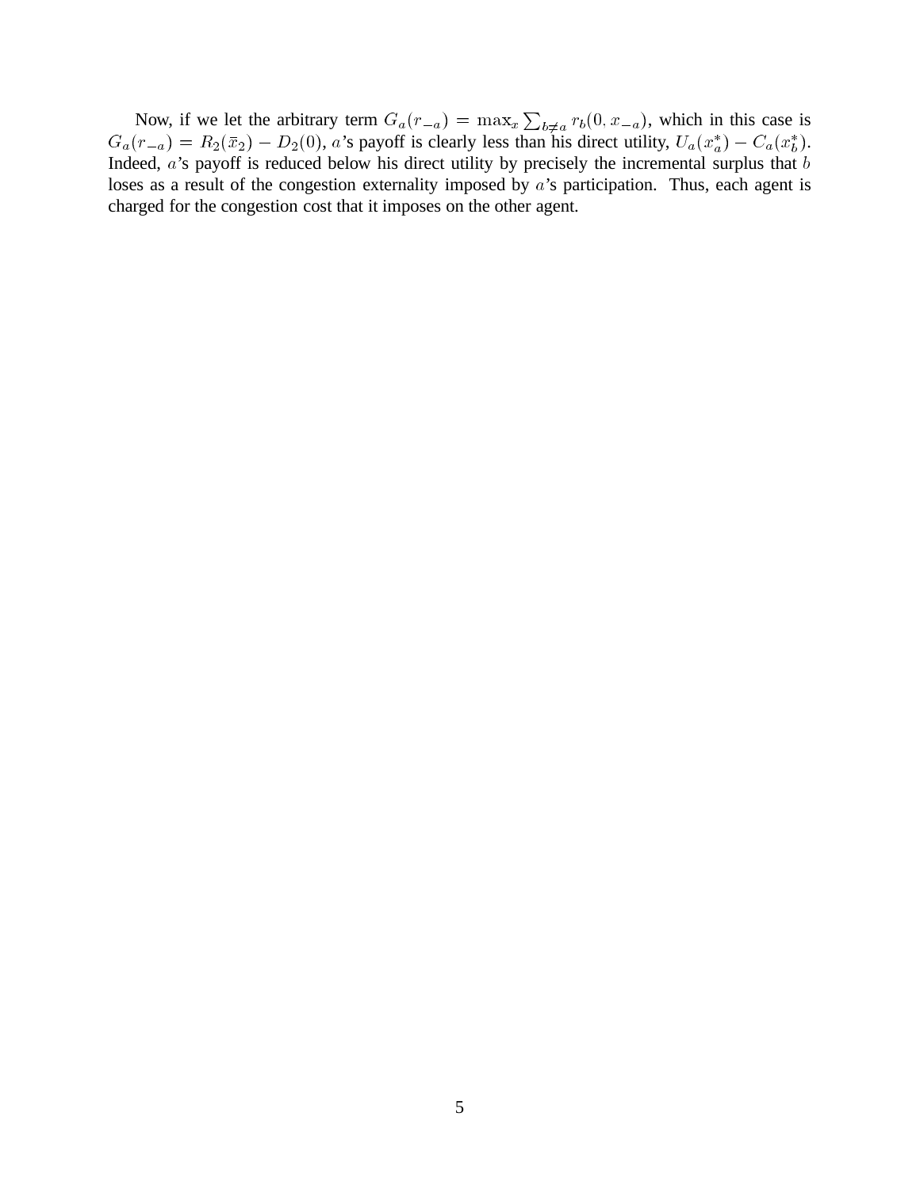Now, if we let the arbitrary term $G_a(r_{-a}) = \max_x \sum_{b \neq a} r_b(0, x_{-a})$, which in this case is $G_a(r_{-a}) = R_2(\bar{x}_2) - D_2(0)$, $a$'s payoff is clearly less than his direct utility, $U_a(x_a^*) - C_a(x_b^*)$. Indeed, $a$'s payoff is reduced below his direct utility by precisely the incremental surplus that $b$ loses as a result of the congestion externality imposed by $a$'s participation. Thus, each agent is charged for the congestion cost that it imposes on the other agent.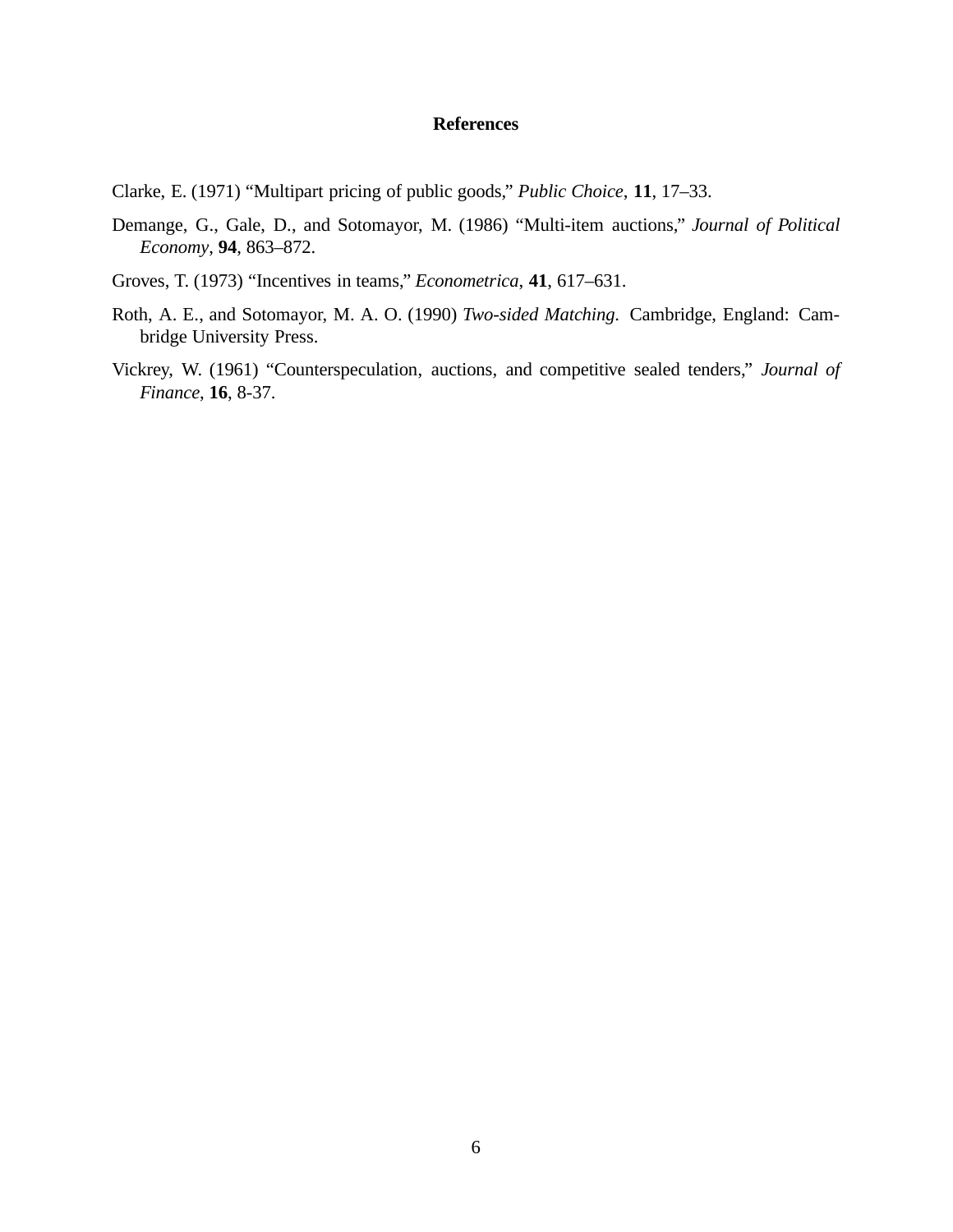### References

Clarke, E. (1971) "Multipart pricing of public goods," *Public Choice*, **11**, 17–33.

Demange, G., Gale, D., and Sotomayor, M. (1986) "Multi-item auctions," *Journal of Political Economy*, **94**, 863–872.

Groves, T. (1973) "Incentives in teams," *Econometrica*, **41**, 617–631.

Roth, A. E., and Sotomayor, M. A. O. (1990) *Two-sided Matching.* Cambridge, England: Cambridge University Press.

Vickrey, W. (1961) "Counterspeculation, auctions, and competitive sealed tenders," *Journal of Finance*, **16**, 8-37.